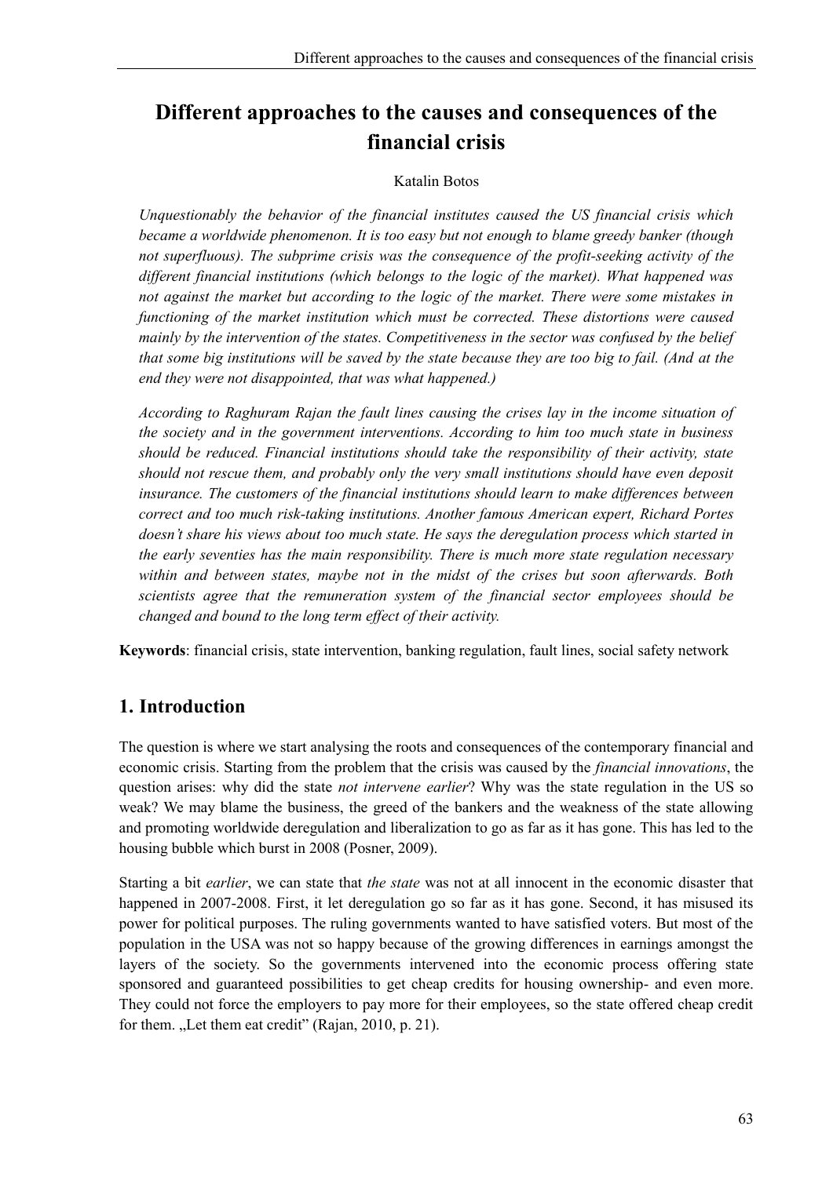# Different approaches to the causes and consequences of the financial crisis

Katalin Botos

*Unquestionably the behavior of the financial institutes caused the US financial crisis which became a worldwide phenomenon. It is too easy but not enough to blame greedy banker (though not superfluous). The subprime crisis was the consequence of the profit-seeking activity of the different financial institutions (which belongs to the logic of the market). What happened was not against the market but according to the logic of the market. There were some mistakes in functioning of the market institution which must be corrected. These distortions were caused mainly by the intervention of the states. Competitiveness in the sector was confused by the belief that some big institutions will be saved by the state because they are too big to fail. (And at the end they were not disappointed, that was what happened.)*

*According to Raghuram Rajan the fault lines causing the crises lay in the income situation of the society and in the government interventions. According to him too much state in business should be reduced. Financial institutions should take the responsibility of their activity, state should not rescue them, and probably only the very small institutions should have even deposit insurance. The customers of the financial institutions should learn to make differences between correct and too much risk-taking institutions. Another famous American expert, Richard Portes doesn't share his views about too much state. He says the deregulation process which started in the early seventies has the main responsibility. There is much more state regulation necessary within and between states, maybe not in the midst of the crises but soon afterwards. Both scientists agree that the remuneration system of the financial sector employees should be changed and bound to the long term effect of their activity.*

**Keywords**: financial crisis, state intervention, banking regulation, fault lines, social safety network

## 1. Introduction

The question is where we start analysing the roots and consequences of the contemporary financial and economic crisis. Starting from the problem that the crisis was caused by the *financial innovations*, the question arises: why did the state *not intervene earlier*? Why was the state regulation in the US so weak? We may blame the business, the greed of the bankers and the weakness of the state allowing and promoting worldwide deregulation and liberalization to go as far as it has gone. This has led to the housing bubble which burst in 2008 (Posner, 2009).

Starting a bit *earlier*, we can state that *the state* was not at all innocent in the economic disaster that happened in 2007-2008. First, it let deregulation go so far as it has gone. Second, it has misused its power for political purposes. The ruling governments wanted to have satisfied voters. But most of the population in the USA was not so happy because of the growing differences in earnings amongst the layers of the society. So the governments intervened into the economic process offering state sponsored and guaranteed possibilities to get cheap credits for housing ownership- and even more. They could not force the employers to pay more for their employees, so the state offered cheap credit for them. „Let them eat credit" (Rajan, 2010, p. 21).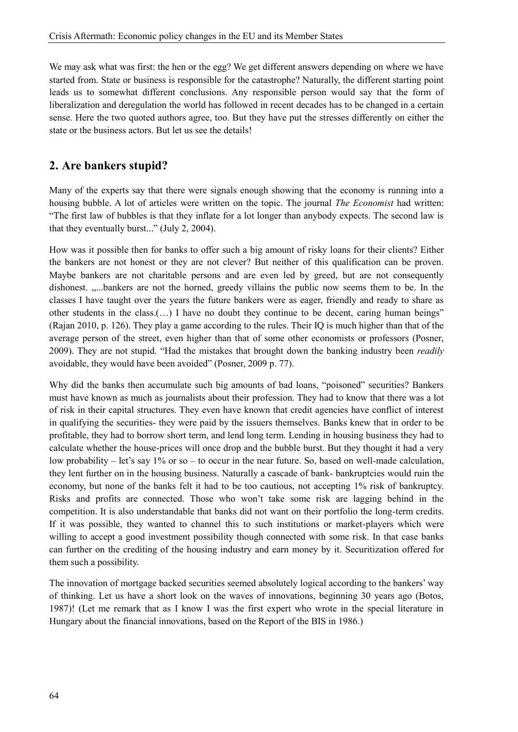We may ask what was first: the hen or the egg? We get different answers depending on where we have started from. State or business is responsible for the catastrophe? Naturally, the different starting point leads us to somewhat different conclusions. Any responsible person would say that the form of liberalization and deregulation the world has followed in recent decades has to be changed in a certain sense. Here the two quoted authors agree, too. But they have put the stresses differently on either the state or the business actors. But let us see the details!

## 2. Are bankers stupid?

Many of the experts say that there were signals enough showing that the economy is running into a housing bubble. A lot of articles were written on the topic. The journal *The Economist* had written: "The first law of bubbles is that they inflate for a lot longer than anybody expects. The second law is that they eventually burst..." (July 2, 2004).

How was it possible then for banks to offer such a big amount of risky loans for their clients? Either the bankers are not honest or they are not clever? But neither of this qualification can be proven. Maybe bankers are not charitable persons and are even led by greed, but are not consequently dishonest. „...bankers are not the horned, greedy villains the public now seems them to be. In the classes I have taught over the years the future bankers were as eager, friendly and ready to share as other students in the class.(…) I have no doubt they continue to be decent, caring human beings" (Rajan 2010, p. 126). They play a game according to the rules. Their IQ is much higher than that of the average person of the street, even higher than that of some other economists or professors (Posner, 2009). They are not stupid. "Had the mistakes that brought down the banking industry been *readily* avoidable, they would have been avoided" (Posner, 2009 p. 77).

Why did the banks then accumulate such big amounts of bad loans, "poisoned" securities? Bankers must have known as much as journalists about their profession. They had to know that there was a lot of risk in their capital structures. They even have known that credit agencies have conflict of interest in qualifying the securities- they were paid by the issuers themselves. Banks knew that in order to be profitable, they had to borrow short term, and lend long term. Lending in housing business they had to calculate whether the house-prices will once drop and the bubble burst. But they thought it had a very low probability – let's say 1% or so – to occur in the near future. So, based on well-made calculation, they lent further on in the housing business. Naturally a cascade of bank- bankruptcies would ruin the economy, but none of the banks felt it had to be too cautious, not accepting 1% risk of bankruptcy. Risks and profits are connected. Those who won't take some risk are lagging behind in the competition. It is also understandable that banks did not want on their portfolio the long-term credits. If it was possible, they wanted to channel this to such institutions or market-players which were willing to accept a good investment possibility though connected with some risk. In that case banks can further on the crediting of the housing industry and earn money by it. Securitization offered for them such a possibility.

The innovation of mortgage backed securities seemed absolutely logical according to the bankers' way of thinking. Let us have a short look on the waves of innovations, beginning 30 years ago (Botos, 1987)! (Let me remark that as I know I was the first expert who wrote in the special literature in Hungary about the financial innovations, based on the Report of the BIS in 1986.)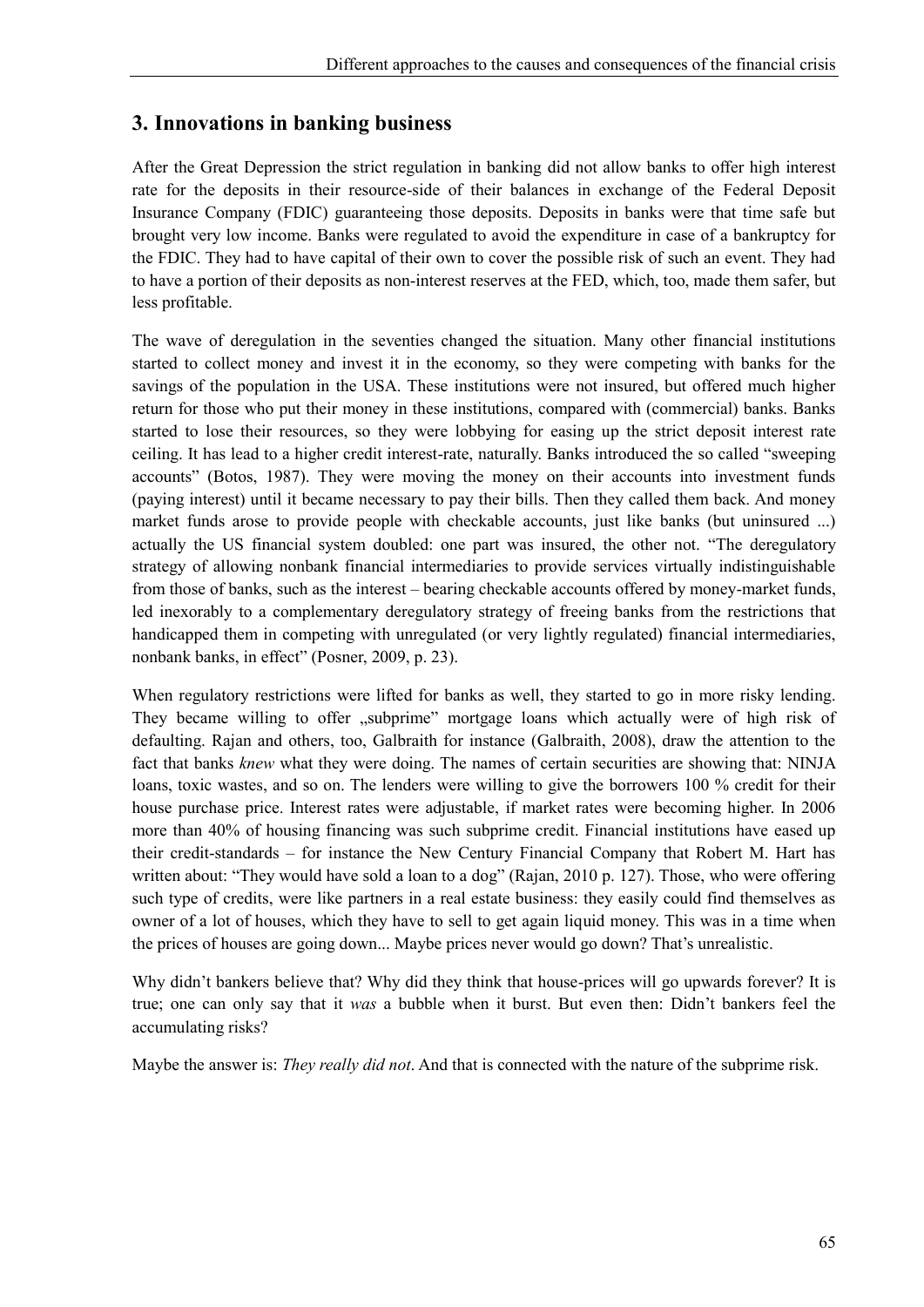## 3. Innovations in banking business

After the Great Depression the strict regulation in banking did not allow banks to offer high interest rate for the deposits in their resource-side of their balances in exchange of the Federal Deposit Insurance Company (FDIC) guaranteeing those deposits. Deposits in banks were that time safe but brought very low income. Banks were regulated to avoid the expenditure in case of a bankruptcy for the FDIC. They had to have capital of their own to cover the possible risk of such an event. They had to have a portion of their deposits as non-interest reserves at the FED, which, too, made them safer, but less profitable.

The wave of deregulation in the seventies changed the situation. Many other financial institutions started to collect money and invest it in the economy, so they were competing with banks for the savings of the population in the USA. These institutions were not insured, but offered much higher return for those who put their money in these institutions, compared with (commercial) banks. Banks started to lose their resources, so they were lobbying for easing up the strict deposit interest rate ceiling. It has lead to a higher credit interest-rate, naturally. Banks introduced the so called "sweeping accounts" (Botos, 1987). They were moving the money on their accounts into investment funds (paying interest) until it became necessary to pay their bills. Then they called them back. And money market funds arose to provide people with checkable accounts, just like banks (but uninsured ...) actually the US financial system doubled: one part was insured, the other not. "The deregulatory strategy of allowing nonbank financial intermediaries to provide services virtually indistinguishable from those of banks, such as the interest – bearing checkable accounts offered by money-market funds, led inexorably to a complementary deregulatory strategy of freeing banks from the restrictions that handicapped them in competing with unregulated (or very lightly regulated) financial intermediaries, nonbank banks, in effect" (Posner, 2009, p. 23).

When regulatory restrictions were lifted for banks as well, they started to go in more risky lending. They became willing to offer „subprime" mortgage loans which actually were of high risk of defaulting. Rajan and others, too, Galbraith for instance (Galbraith, 2008), draw the attention to the fact that banks *knew* what they were doing. The names of certain securities are showing that: NINJA loans, toxic wastes, and so on. The lenders were willing to give the borrowers 100 % credit for their house purchase price. Interest rates were adjustable, if market rates were becoming higher. In 2006 more than 40% of housing financing was such subprime credit. Financial institutions have eased up their credit-standards – for instance the New Century Financial Company that Robert M. Hart has written about: "They would have sold a loan to a dog" (Rajan, 2010 p. 127). Those, who were offering such type of credits, were like partners in a real estate business: they easily could find themselves as owner of a lot of houses, which they have to sell to get again liquid money. This was in a time when the prices of houses are going down... Maybe prices never would go down? That's unrealistic.

Why didn't bankers believe that? Why did they think that house-prices will go upwards forever? It is true; one can only say that it *was* a bubble when it burst. But even then: Didn't bankers feel the accumulating risks?

Maybe the answer is: *They really did not*. And that is connected with the nature of the subprime risk.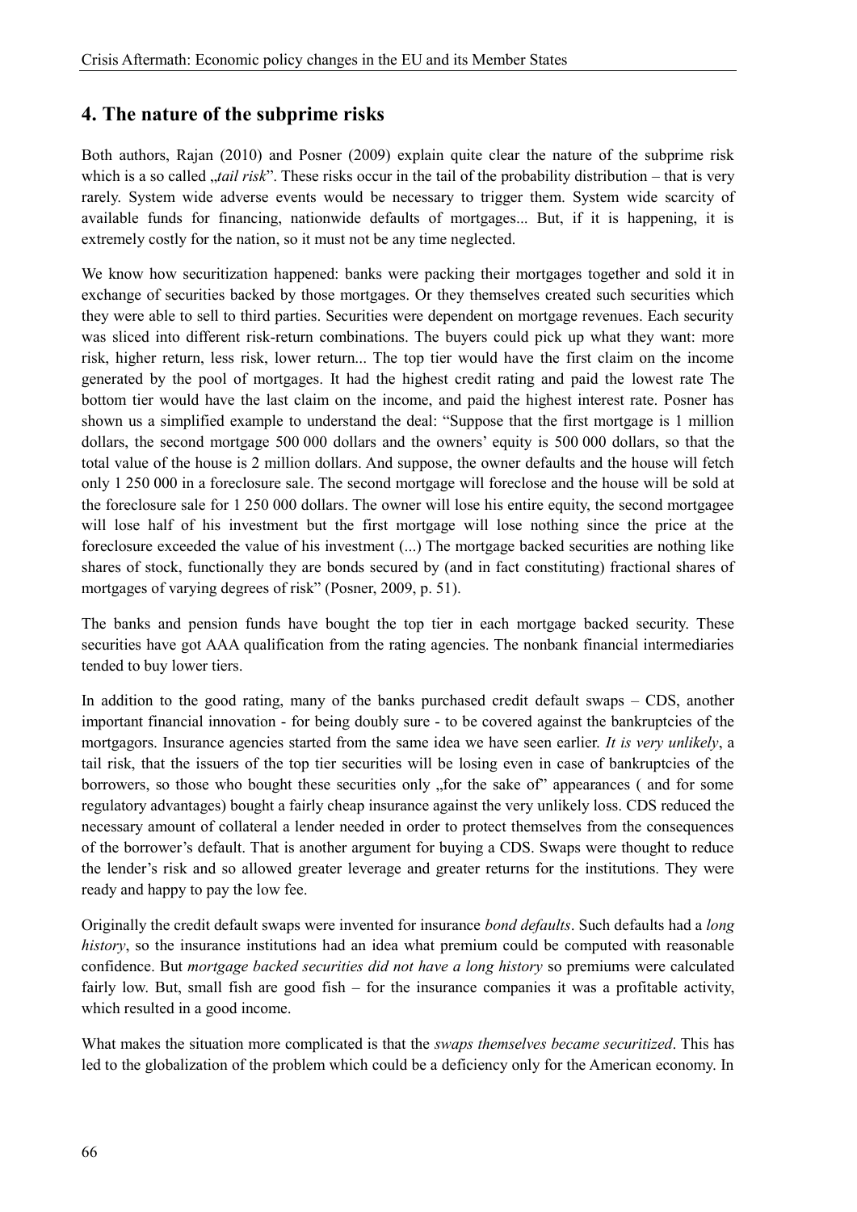## 4. The nature of the subprime risks

Both authors, Rajan (2010) and Posner (2009) explain quite clear the nature of the subprime risk which is a so called „*tail risk*". These risks occur in the tail of the probability distribution – that is very rarely. System wide adverse events would be necessary to trigger them. System wide scarcity of available funds for financing, nationwide defaults of mortgages... But, if it is happening, it is extremely costly for the nation, so it must not be any time neglected.

We know how securitization happened: banks were packing their mortgages together and sold it in exchange of securities backed by those mortgages. Or they themselves created such securities which they were able to sell to third parties. Securities were dependent on mortgage revenues. Each security was sliced into different risk-return combinations. The buyers could pick up what they want: more risk, higher return, less risk, lower return... The top tier would have the first claim on the income generated by the pool of mortgages. It had the highest credit rating and paid the lowest rate The bottom tier would have the last claim on the income, and paid the highest interest rate. Posner has shown us a simplified example to understand the deal: "Suppose that the first mortgage is 1 million dollars, the second mortgage 500 000 dollars and the owners' equity is 500 000 dollars, so that the total value of the house is 2 million dollars. And suppose, the owner defaults and the house will fetch only 1 250 000 in a foreclosure sale. The second mortgage will foreclose and the house will be sold at the foreclosure sale for 1 250 000 dollars. The owner will lose his entire equity, the second mortgagee will lose half of his investment but the first mortgage will lose nothing since the price at the foreclosure exceeded the value of his investment (...) The mortgage backed securities are nothing like shares of stock, functionally they are bonds secured by (and in fact constituting) fractional shares of mortgages of varying degrees of risk" (Posner, 2009, p. 51).

The banks and pension funds have bought the top tier in each mortgage backed security. These securities have got AAA qualification from the rating agencies. The nonbank financial intermediaries tended to buy lower tiers.

In addition to the good rating, many of the banks purchased credit default swaps – CDS, another important financial innovation - for being doubly sure - to be covered against the bankruptcies of the mortgagors. Insurance agencies started from the same idea we have seen earlier. *It is very unlikely*, a tail risk, that the issuers of the top tier securities will be losing even in case of bankruptcies of the borrowers, so those who bought these securities only „for the sake of" appearances ( and for some regulatory advantages) bought a fairly cheap insurance against the very unlikely loss. CDS reduced the necessary amount of collateral a lender needed in order to protect themselves from the consequences of the borrower's default. That is another argument for buying a CDS. Swaps were thought to reduce the lender's risk and so allowed greater leverage and greater returns for the institutions. They were ready and happy to pay the low fee.

Originally the credit default swaps were invented for insurance *bond defaults*. Such defaults had a *long history*, so the insurance institutions had an idea what premium could be computed with reasonable confidence. But *mortgage backed securities did not have a long history* so premiums were calculated fairly low. But, small fish are good fish – for the insurance companies it was a profitable activity, which resulted in a good income.

What makes the situation more complicated is that the *swaps themselves became securitized*. This has led to the globalization of the problem which could be a deficiency only for the American economy. In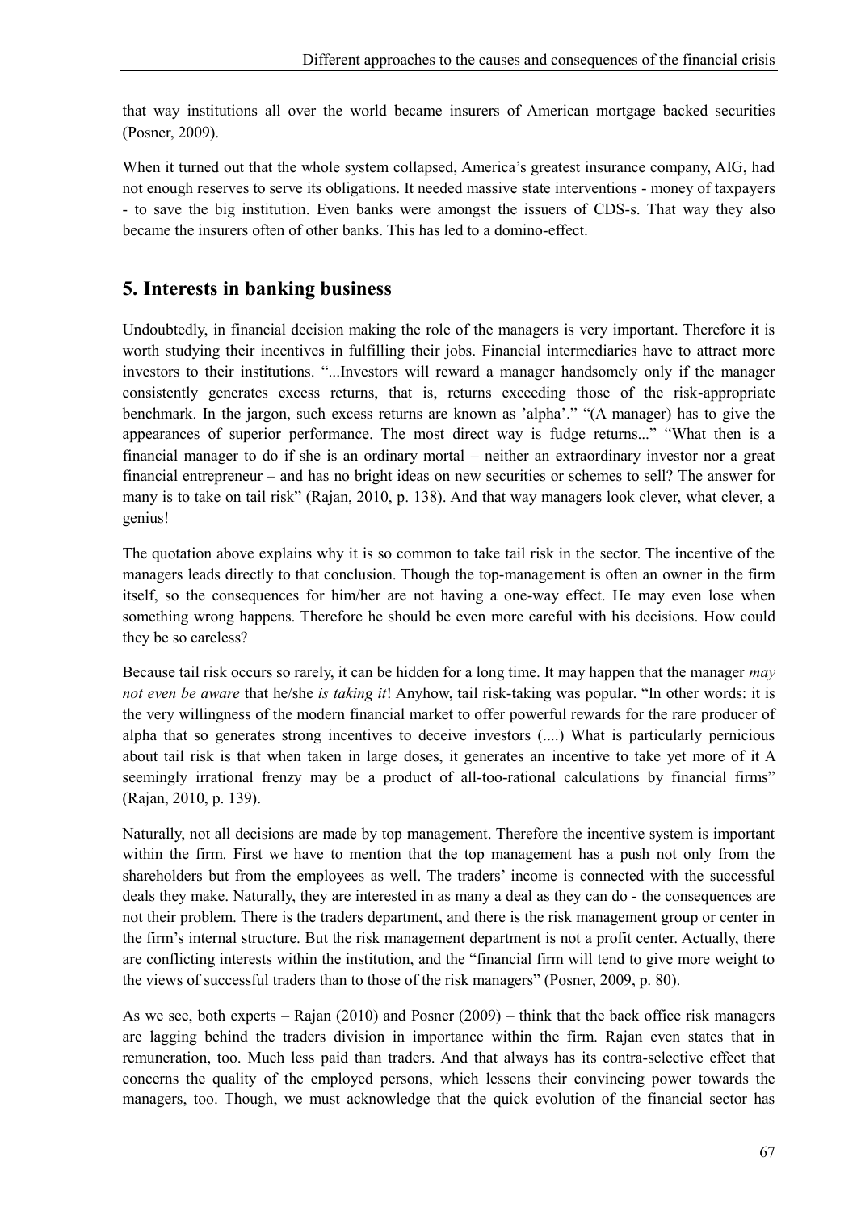that way institutions all over the world became insurers of American mortgage backed securities (Posner, 2009).

When it turned out that the whole system collapsed, America's greatest insurance company, AIG, had not enough reserves to serve its obligations. It needed massive state interventions - money of taxpayers - to save the big institution. Even banks were amongst the issuers of CDS-s. That way they also became the insurers often of other banks. This has led to a domino-effect.

## 5. Interests in banking business

Undoubtedly, in financial decision making the role of the managers is very important. Therefore it is worth studying their incentives in fulfilling their jobs. Financial intermediaries have to attract more investors to their institutions. "...Investors will reward a manager handsomely only if the manager consistently generates excess returns, that is, returns exceeding those of the risk-appropriate benchmark. In the jargon, such excess returns are known as 'alpha'." "(A manager) has to give the appearances of superior performance. The most direct way is fudge returns..." "What then is a financial manager to do if she is an ordinary mortal – neither an extraordinary investor nor a great financial entrepreneur – and has no bright ideas on new securities or schemes to sell? The answer for many is to take on tail risk" (Rajan, 2010, p. 138). And that way managers look clever, what clever, a genius!

The quotation above explains why it is so common to take tail risk in the sector. The incentive of the managers leads directly to that conclusion. Though the top-management is often an owner in the firm itself, so the consequences for him/her are not having a one-way effect. He may even lose when something wrong happens. Therefore he should be even more careful with his decisions. How could they be so careless?

Because tail risk occurs so rarely, it can be hidden for a long time. It may happen that the manager *may not even be aware* that he/she *is taking it*! Anyhow, tail risk-taking was popular. "In other words: it is the very willingness of the modern financial market to offer powerful rewards for the rare producer of alpha that so generates strong incentives to deceive investors (....) What is particularly pernicious about tail risk is that when taken in large doses, it generates an incentive to take yet more of it A seemingly irrational frenzy may be a product of all-too-rational calculations by financial firms" (Rajan, 2010, p. 139).

Naturally, not all decisions are made by top management. Therefore the incentive system is important within the firm. First we have to mention that the top management has a push not only from the shareholders but from the employees as well. The traders' income is connected with the successful deals they make. Naturally, they are interested in as many a deal as they can do - the consequences are not their problem. There is the traders department, and there is the risk management group or center in the firm's internal structure. But the risk management department is not a profit center. Actually, there are conflicting interests within the institution, and the "financial firm will tend to give more weight to the views of successful traders than to those of the risk managers" (Posner, 2009, p. 80).

As we see, both experts – Rajan (2010) and Posner (2009) – think that the back office risk managers are lagging behind the traders division in importance within the firm. Rajan even states that in remuneration, too. Much less paid than traders. And that always has its contra-selective effect that concerns the quality of the employed persons, which lessens their convincing power towards the managers, too. Though, we must acknowledge that the quick evolution of the financial sector has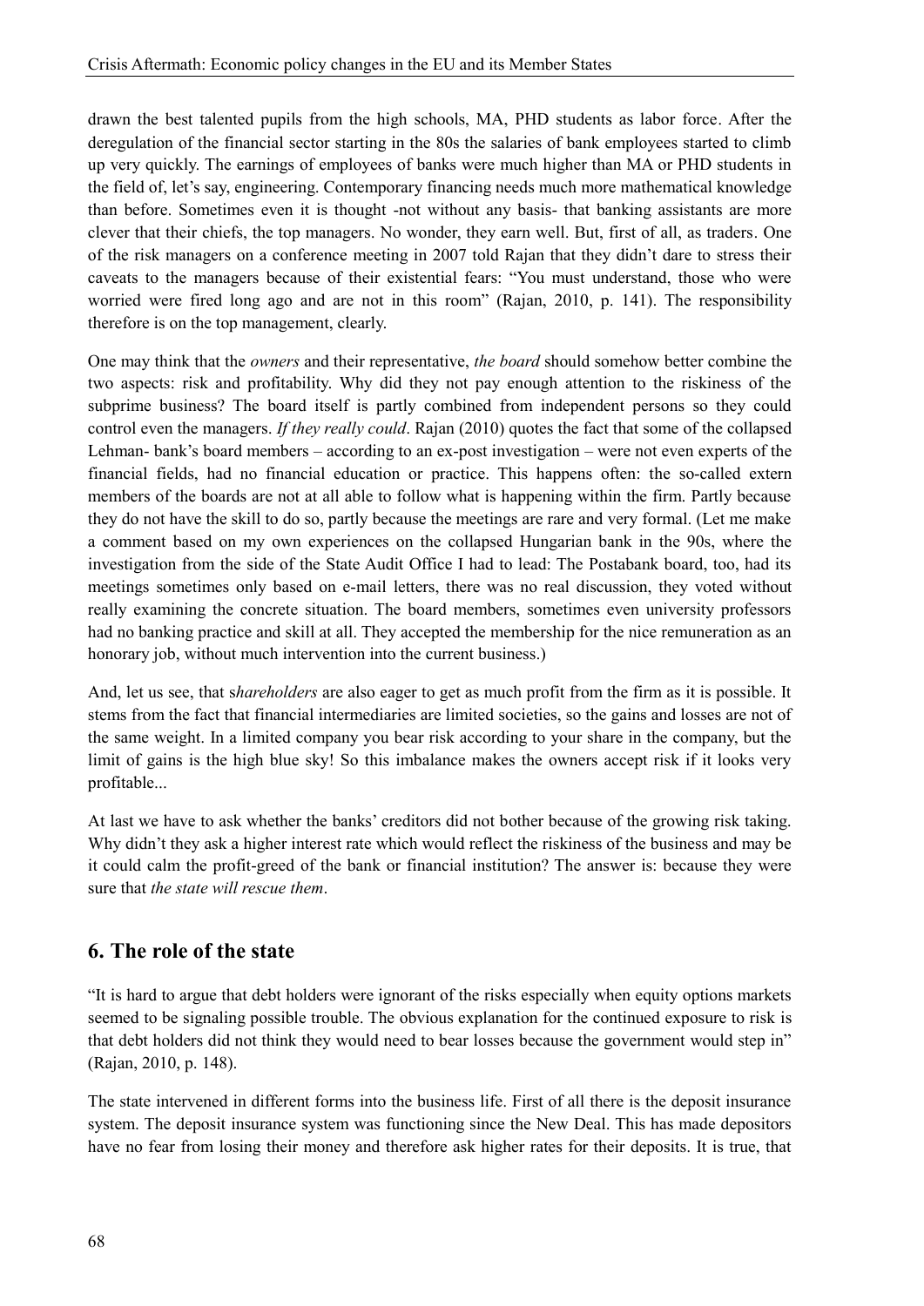drawn the best talented pupils from the high schools, MA, PHD students as labor force. After the deregulation of the financial sector starting in the 80s the salaries of bank employees started to climb up very quickly. The earnings of employees of banks were much higher than MA or PHD students in the field of, let's say, engineering. Contemporary financing needs much more mathematical knowledge than before. Sometimes even it is thought -not without any basis- that banking assistants are more clever that their chiefs, the top managers. No wonder, they earn well. But, first of all, as traders. One of the risk managers on a conference meeting in 2007 told Rajan that they didn't dare to stress their caveats to the managers because of their existential fears: "You must understand, those who were worried were fired long ago and are not in this room" (Rajan, 2010, p. 141). The responsibility therefore is on the top management, clearly.

One may think that the *owners* and their representative, *the board* should somehow better combine the two aspects: risk and profitability. Why did they not pay enough attention to the riskiness of the subprime business? The board itself is partly combined from independent persons so they could control even the managers. *If they really could*. Rajan (2010) quotes the fact that some of the collapsed Lehman- bank's board members – according to an ex-post investigation – were not even experts of the financial fields, had no financial education or practice. This happens often: the so-called extern members of the boards are not at all able to follow what is happening within the firm. Partly because they do not have the skill to do so, partly because the meetings are rare and very formal. (Let me make a comment based on my own experiences on the collapsed Hungarian bank in the 90s, where the investigation from the side of the State Audit Office I had to lead: The Postabank board, too, had its meetings sometimes only based on e-mail letters, there was no real discussion, they voted without really examining the concrete situation. The board members, sometimes even university professors had no banking practice and skill at all. They accepted the membership for the nice remuneration as an honorary job, without much intervention into the current business.)

And, let us see, that s*hareholders* are also eager to get as much profit from the firm as it is possible. It stems from the fact that financial intermediaries are limited societies, so the gains and losses are not of the same weight. In a limited company you bear risk according to your share in the company, but the limit of gains is the high blue sky! So this imbalance makes the owners accept risk if it looks very profitable...

At last we have to ask whether the banks' creditors did not bother because of the growing risk taking. Why didn't they ask a higher interest rate which would reflect the riskiness of the business and may be it could calm the profit-greed of the bank or financial institution? The answer is: because they were sure that *the state will rescue them*.

## 6. The role of the state

"It is hard to argue that debt holders were ignorant of the risks especially when equity options markets seemed to be signaling possible trouble. The obvious explanation for the continued exposure to risk is that debt holders did not think they would need to bear losses because the government would step in" (Rajan, 2010, p. 148).

The state intervened in different forms into the business life. First of all there is the deposit insurance system. The deposit insurance system was functioning since the New Deal. This has made depositors have no fear from losing their money and therefore ask higher rates for their deposits. It is true, that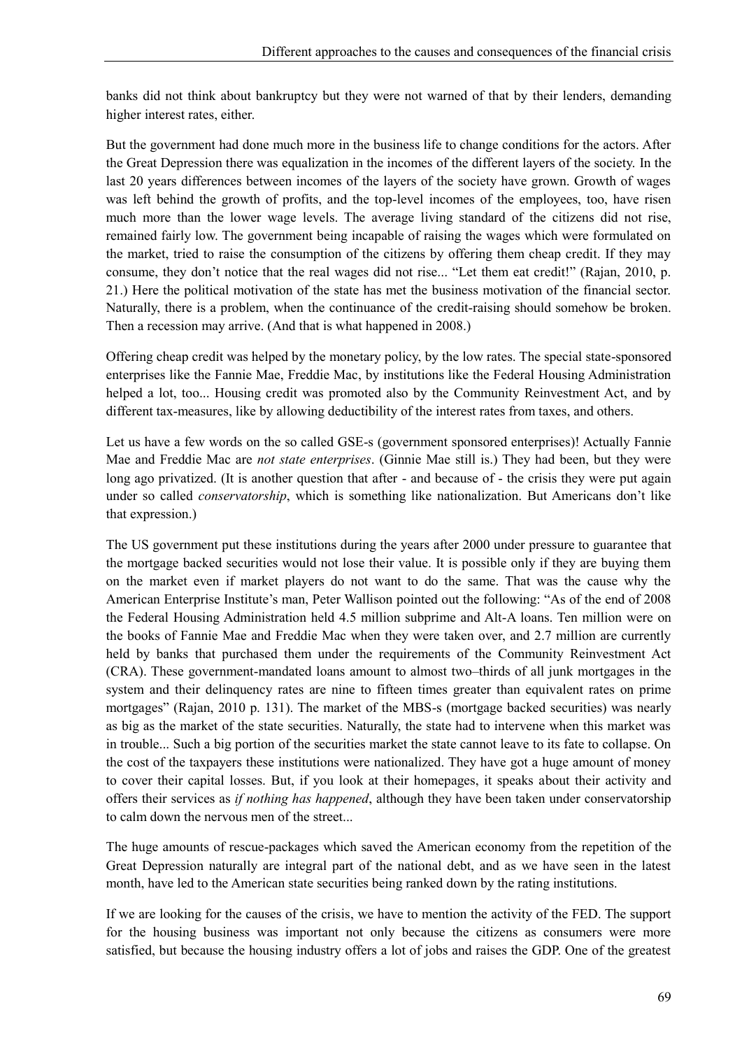banks did not think about bankruptcy but they were not warned of that by their lenders, demanding higher interest rates, either.

But the government had done much more in the business life to change conditions for the actors. After the Great Depression there was equalization in the incomes of the different layers of the society. In the last 20 years differences between incomes of the layers of the society have grown. Growth of wages was left behind the growth of profits, and the top-level incomes of the employees, too, have risen much more than the lower wage levels. The average living standard of the citizens did not rise, remained fairly low. The government being incapable of raising the wages which were formulated on the market, tried to raise the consumption of the citizens by offering them cheap credit. If they may consume, they don't notice that the real wages did not rise... "Let them eat credit!" (Rajan, 2010, p. 21.) Here the political motivation of the state has met the business motivation of the financial sector. Naturally, there is a problem, when the continuance of the credit-raising should somehow be broken. Then a recession may arrive. (And that is what happened in 2008.)

Offering cheap credit was helped by the monetary policy, by the low rates. The special state-sponsored enterprises like the Fannie Mae, Freddie Mac, by institutions like the Federal Housing Administration helped a lot, too... Housing credit was promoted also by the Community Reinvestment Act, and by different tax-measures, like by allowing deductibility of the interest rates from taxes, and others.

Let us have a few words on the so called GSE-s (government sponsored enterprises)! Actually Fannie Mae and Freddie Mac are *not state enterprises*. (Ginnie Mae still is.) They had been, but they were long ago privatized. (It is another question that after - and because of - the crisis they were put again under so called *conservatorship*, which is something like nationalization. But Americans don't like that expression.)

The US government put these institutions during the years after 2000 under pressure to guarantee that the mortgage backed securities would not lose their value. It is possible only if they are buying them on the market even if market players do not want to do the same. That was the cause why the American Enterprise Institute's man, Peter Wallison pointed out the following: "As of the end of 2008 the Federal Housing Administration held 4.5 million subprime and Alt-A loans. Ten million were on the books of Fannie Mae and Freddie Mac when they were taken over, and 2.7 million are currently held by banks that purchased them under the requirements of the Community Reinvestment Act (CRA). These government-mandated loans amount to almost two–thirds of all junk mortgages in the system and their delinquency rates are nine to fifteen times greater than equivalent rates on prime mortgages" (Rajan, 2010 p. 131). The market of the MBS-s (mortgage backed securities) was nearly as big as the market of the state securities. Naturally, the state had to intervene when this market was in trouble... Such a big portion of the securities market the state cannot leave to its fate to collapse. On the cost of the taxpayers these institutions were nationalized. They have got a huge amount of money to cover their capital losses. But, if you look at their homepages, it speaks about their activity and offers their services as *if nothing has happened*, although they have been taken under conservatorship to calm down the nervous men of the street...

The huge amounts of rescue-packages which saved the American economy from the repetition of the Great Depression naturally are integral part of the national debt, and as we have seen in the latest month, have led to the American state securities being ranked down by the rating institutions.

If we are looking for the causes of the crisis, we have to mention the activity of the FED. The support for the housing business was important not only because the citizens as consumers were more satisfied, but because the housing industry offers a lot of jobs and raises the GDP. One of the greatest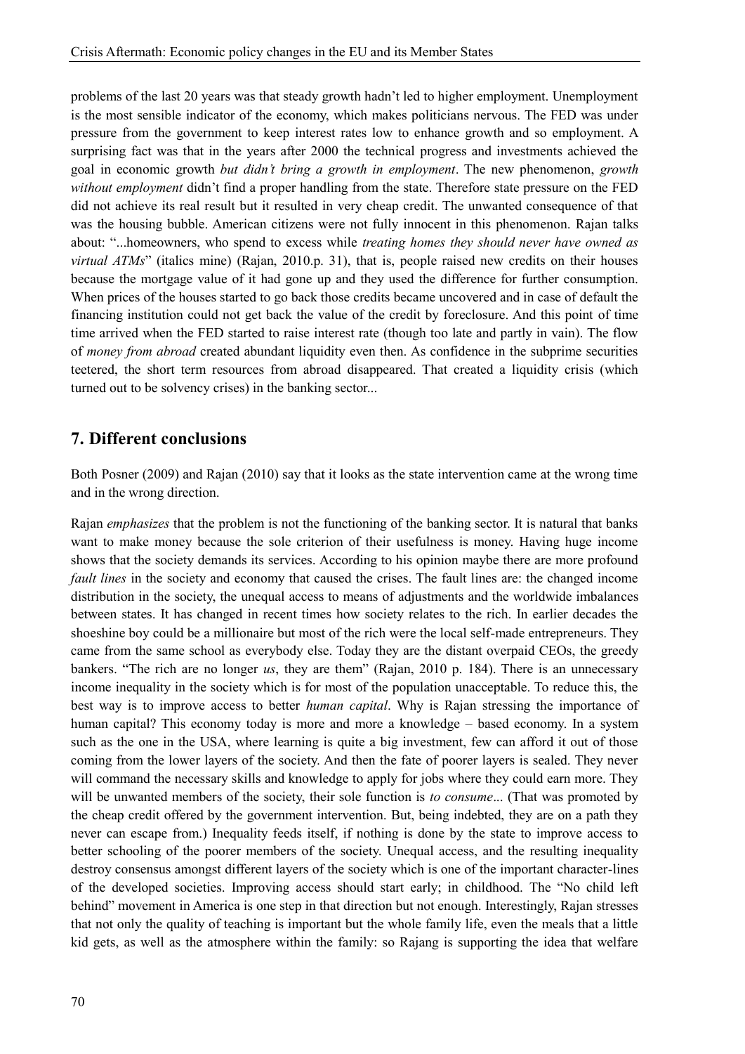problems of the last 20 years was that steady growth hadn't led to higher employment. Unemployment is the most sensible indicator of the economy, which makes politicians nervous. The FED was under pressure from the government to keep interest rates low to enhance growth and so employment. A surprising fact was that in the years after 2000 the technical progress and investments achieved the goal in economic growth *but didn't bring a growth in employment*. The new phenomenon, *growth without employment* didn't find a proper handling from the state. Therefore state pressure on the FED did not achieve its real result but it resulted in very cheap credit. The unwanted consequence of that was the housing bubble. American citizens were not fully innocent in this phenomenon. Rajan talks about: "...homeowners, who spend to excess while *treating homes they should never have owned as virtual ATMs*" (italics mine) (Rajan, 2010.p. 31), that is, people raised new credits on their houses because the mortgage value of it had gone up and they used the difference for further consumption. When prices of the houses started to go back those credits became uncovered and in case of default the financing institution could not get back the value of the credit by foreclosure. And this point of time time arrived when the FED started to raise interest rate (though too late and partly in vain). The flow of *money from abroad* created abundant liquidity even then. As confidence in the subprime securities teetered, the short term resources from abroad disappeared. That created a liquidity crisis (which turned out to be solvency crises) in the banking sector...

## 7. Different conclusions

Both Posner (2009) and Rajan (2010) say that it looks as the state intervention came at the wrong time and in the wrong direction.

Rajan *emphasizes* that the problem is not the functioning of the banking sector. It is natural that banks want to make money because the sole criterion of their usefulness is money. Having huge income shows that the society demands its services. According to his opinion maybe there are more profound *fault lines* in the society and economy that caused the crises. The fault lines are: the changed income distribution in the society, the unequal access to means of adjustments and the worldwide imbalances between states. It has changed in recent times how society relates to the rich. In earlier decades the shoeshine boy could be a millionaire but most of the rich were the local self-made entrepreneurs. They came from the same school as everybody else. Today they are the distant overpaid CEOs, the greedy bankers. "The rich are no longer *us*, they are them" (Rajan, 2010 p. 184). There is an unnecessary income inequality in the society which is for most of the population unacceptable. To reduce this, the best way is to improve access to better *human capital*. Why is Rajan stressing the importance of human capital? This economy today is more and more a knowledge – based economy. In a system such as the one in the USA, where learning is quite a big investment, few can afford it out of those coming from the lower layers of the society. And then the fate of poorer layers is sealed. They never will command the necessary skills and knowledge to apply for jobs where they could earn more. They will be unwanted members of the society, their sole function is *to consume*... (That was promoted by the cheap credit offered by the government intervention. But, being indebted, they are on a path they never can escape from.) Inequality feeds itself, if nothing is done by the state to improve access to better schooling of the poorer members of the society. Unequal access, and the resulting inequality destroy consensus amongst different layers of the society which is one of the important character-lines of the developed societies. Improving access should start early; in childhood. The "No child left behind" movement in America is one step in that direction but not enough. Interestingly, Rajan stresses that not only the quality of teaching is important but the whole family life, even the meals that a little kid gets, as well as the atmosphere within the family: so Rajang is supporting the idea that welfare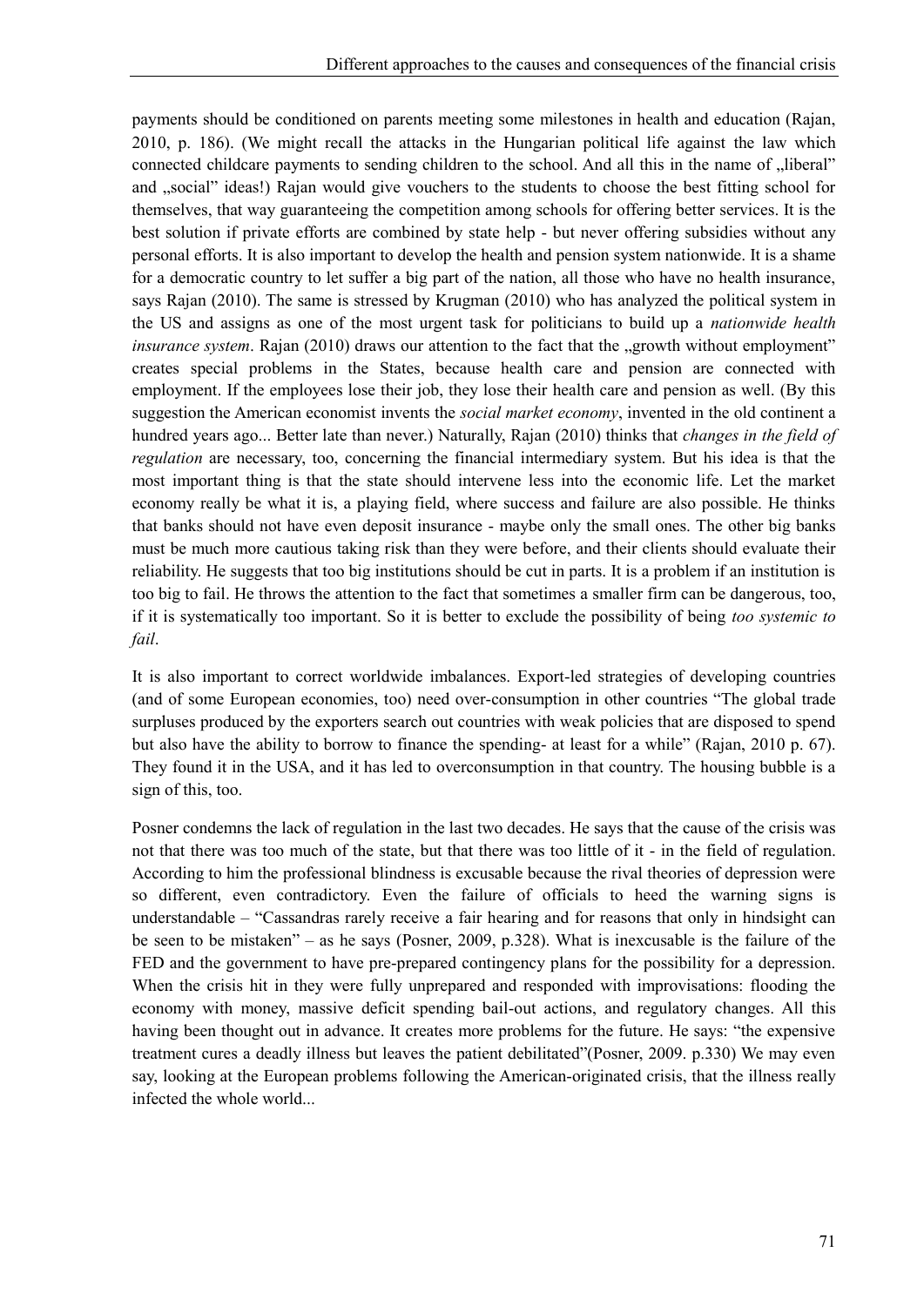payments should be conditioned on parents meeting some milestones in health and education (Rajan, 2010, p. 186). (We might recall the attacks in the Hungarian political life against the law which connected childcare payments to sending children to the school. And all this in the name of „liberal" and „social" ideas!) Rajan would give vouchers to the students to choose the best fitting school for themselves, that way guaranteeing the competition among schools for offering better services. It is the best solution if private efforts are combined by state help - but never offering subsidies without any personal efforts. It is also important to develop the health and pension system nationwide. It is a shame for a democratic country to let suffer a big part of the nation, all those who have no health insurance, says Rajan (2010). The same is stressed by Krugman (2010) who has analyzed the political system in the US and assigns as one of the most urgent task for politicians to build up a *nationwide health insurance system*. Rajan (2010) draws our attention to the fact that the „growth without employment" creates special problems in the States, because health care and pension are connected with employment. If the employees lose their job, they lose their health care and pension as well. (By this suggestion the American economist invents the *social market economy*, invented in the old continent a hundred years ago... Better late than never.) Naturally, Rajan (2010) thinks that *changes in the field of regulation* are necessary, too, concerning the financial intermediary system. But his idea is that the most important thing is that the state should intervene less into the economic life. Let the market economy really be what it is, a playing field, where success and failure are also possible. He thinks that banks should not have even deposit insurance - maybe only the small ones. The other big banks must be much more cautious taking risk than they were before, and their clients should evaluate their reliability. He suggests that too big institutions should be cut in parts. It is a problem if an institution is too big to fail. He throws the attention to the fact that sometimes a smaller firm can be dangerous, too, if it is systematically too important. So it is better to exclude the possibility of being *too systemic to fail*.

It is also important to correct worldwide imbalances. Export-led strategies of developing countries (and of some European economies, too) need over-consumption in other countries "The global trade surpluses produced by the exporters search out countries with weak policies that are disposed to spend but also have the ability to borrow to finance the spending- at least for a while" (Rajan, 2010 p. 67). They found it in the USA, and it has led to overconsumption in that country. The housing bubble is a sign of this, too.

Posner condemns the lack of regulation in the last two decades. He says that the cause of the crisis was not that there was too much of the state, but that there was too little of it - in the field of regulation. According to him the professional blindness is excusable because the rival theories of depression were so different, even contradictory. Even the failure of officials to heed the warning signs is understandable – "Cassandras rarely receive a fair hearing and for reasons that only in hindsight can be seen to be mistaken" – as he says (Posner, 2009, p.328). What is inexcusable is the failure of the FED and the government to have pre-prepared contingency plans for the possibility for a depression. When the crisis hit in they were fully unprepared and responded with improvisations: flooding the economy with money, massive deficit spending bail-out actions, and regulatory changes. All this having been thought out in advance. It creates more problems for the future. He says: "the expensive treatment cures a deadly illness but leaves the patient debilitated"(Posner, 2009. p.330) We may even say, looking at the European problems following the American-originated crisis, that the illness really infected the whole world...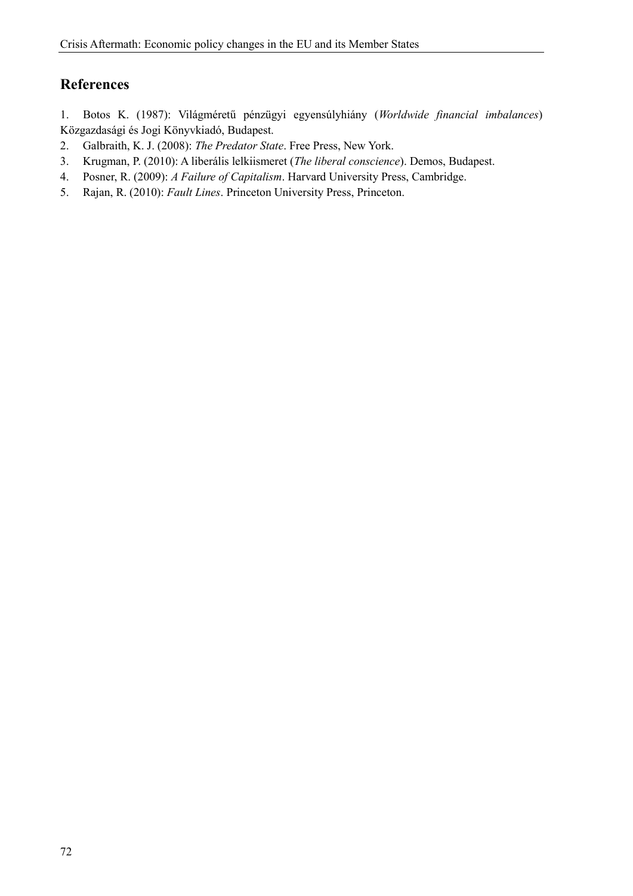## References

1. Botos K. (1987): Világméretű pénzügyi egyensúlyhiány (*Worldwide financial imbalances*) Közgazdasági és Jogi Könyvkiadó, Budapest.
2. Galbraith, K. J. (2008): *The Predator State*. Free Press, New York.
3. Krugman, P. (2010): A liberális lelkiismeret (*The liberal conscience*). Demos, Budapest.
4. Posner, R. (2009): *A Failure of Capitalism*. Harvard University Press, Cambridge.
5. Rajan, R. (2010): *Fault Lines*. Princeton University Press, Princeton.